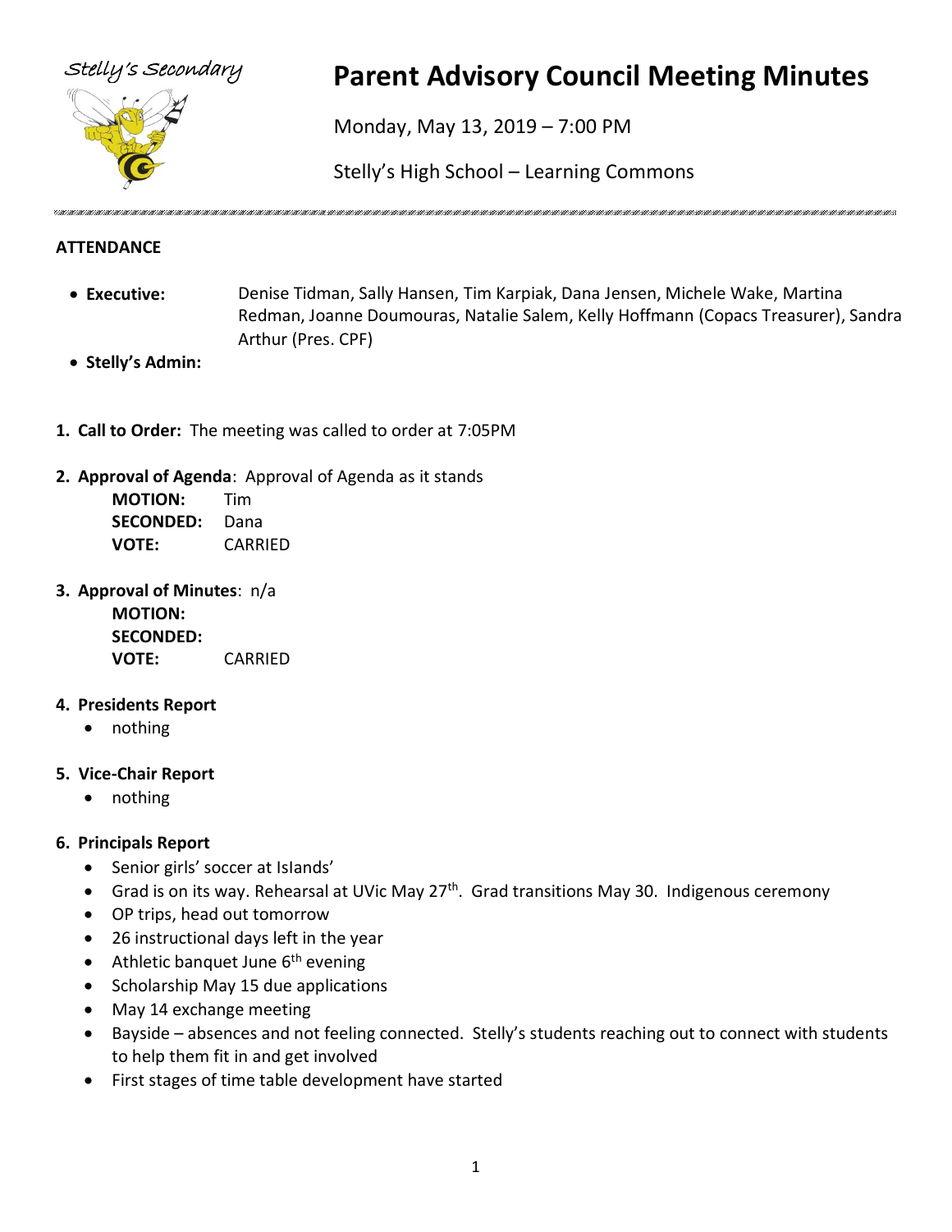Stelly's Secondary

# Parent Advisory Council Meeting Minutes

Monday, May 13, 2019 – 7:00 PM

Stelly's High School – Learning Commons

## ATTENDANCE

- **Executive:** Denise Tidman, Sally Hansen, Tim Karpiak, Dana Jensen, Michele Wake, Martina Redman, Joanne Doumouras, Natalie Salem, Kelly Hoffmann (Copacs Treasurer), Sandra Arthur (Pres. CPF)
- **Stelly's Admin:**

1. **Call to Order:** The meeting was called to order at 7:05PM

2. **Approval of Agenda**: Approval of Agenda as it stands

   **MOTION:** Tim
   **SECONDED:** Dana
   **VOTE:** CARRIED

3. **Approval of Minutes**: n/a

   **MOTION:**
   **SECONDED:**
   **VOTE:** CARRIED

4. **Presidents Report**
   - nothing

5. **Vice-Chair Report**
   - nothing

6. **Principals Report**
   - Senior girls' soccer at Islands'
   - Grad is on its way. Rehearsal at UVic May 27th. Grad transitions May 30. Indigenous ceremony
   - OP trips, head out tomorrow
   - 26 instructional days left in the year
   - Athletic banquet June 6th evening
   - Scholarship May 15 due applications
   - May 14 exchange meeting
   - Bayside – absences and not feeling connected. Stelly's students reaching out to connect with students to help them fit in and get involved
   - First stages of time table development have started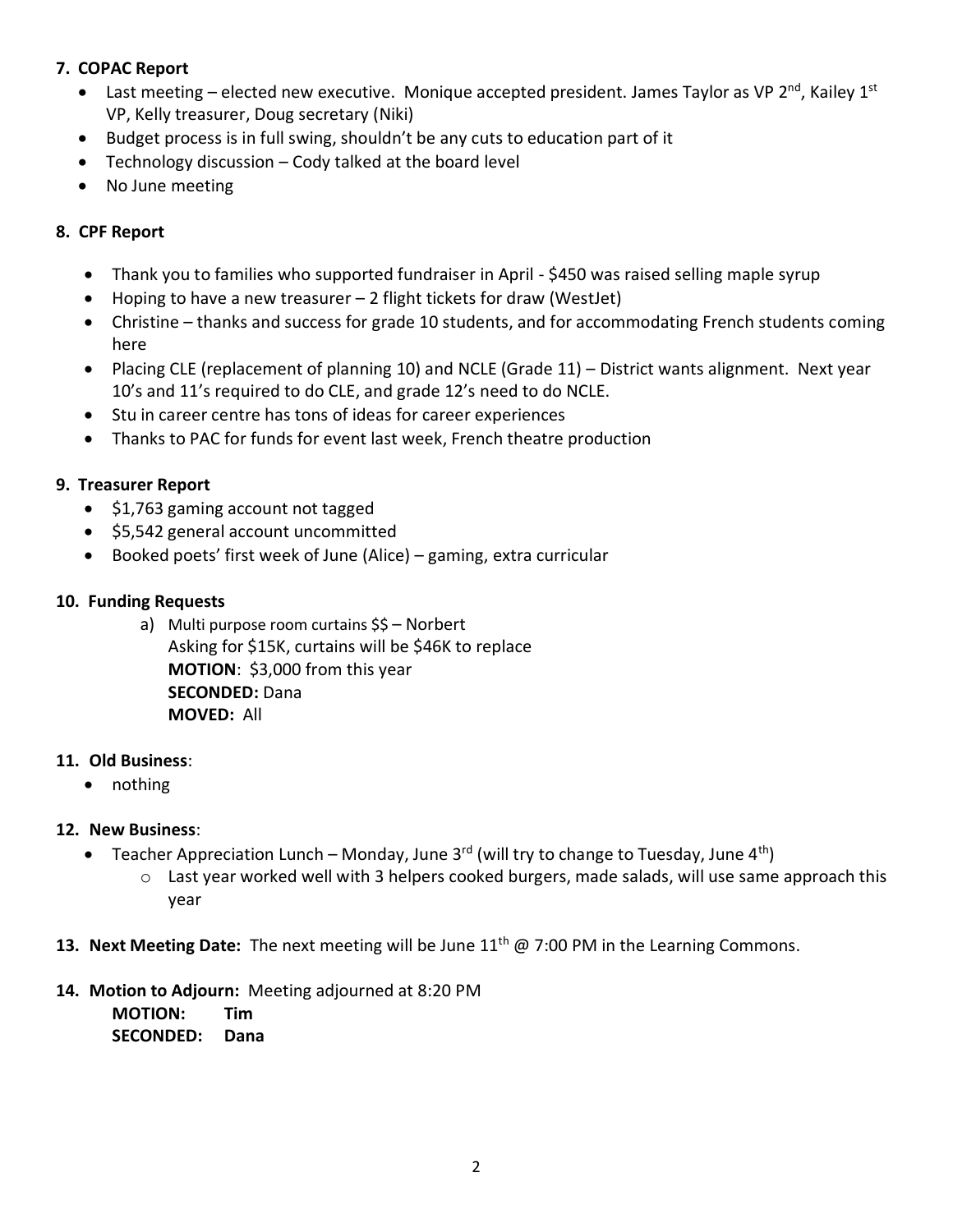**7. COPAC Report**

- Last meeting – elected new executive. Monique accepted president. James Taylor as VP 2nd, Kailey 1st VP, Kelly treasurer, Doug secretary (Niki)
- Budget process is in full swing, shouldn't be any cuts to education part of it
- Technology discussion – Cody talked at the board level
- No June meeting

**8. CPF Report**

- Thank you to families who supported fundraiser in April - $450 was raised selling maple syrup
- Hoping to have a new treasurer – 2 flight tickets for draw (WestJet)
- Christine – thanks and success for grade 10 students, and for accommodating French students coming here
- Placing CLE (replacement of planning 10) and NCLE (Grade 11) – District wants alignment. Next year 10's and 11's required to do CLE, and grade 12's need to do NCLE.
- Stu in career centre has tons of ideas for career experiences
- Thanks to PAC for funds for event last week, French theatre production

**9. Treasurer Report**

- $1,763 gaming account not tagged
- $5,542 general account uncommitted
- Booked poets' first week of June (Alice) – gaming, extra curricular

**10. Funding Requests**

a) Multi purpose room curtains $$ – Norbert
   Asking for $15K, curtains will be $46K to replace
   **MOTION**: $3,000 from this year
   **SECONDED:** Dana
   **MOVED:** All

**11. Old Business**:

- nothing

**12. New Business**:

- Teacher Appreciation Lunch – Monday, June 3rd (will try to change to Tuesday, June 4th)
  - Last year worked well with 3 helpers cooked burgers, made salads, will use same approach this year

**13. Next Meeting Date:** The next meeting will be June 11th @ 7:00 PM in the Learning Commons.

**14. Motion to Adjourn:** Meeting adjourned at 8:20 PM
**MOTION: Tim**
**SECONDED: Dana**